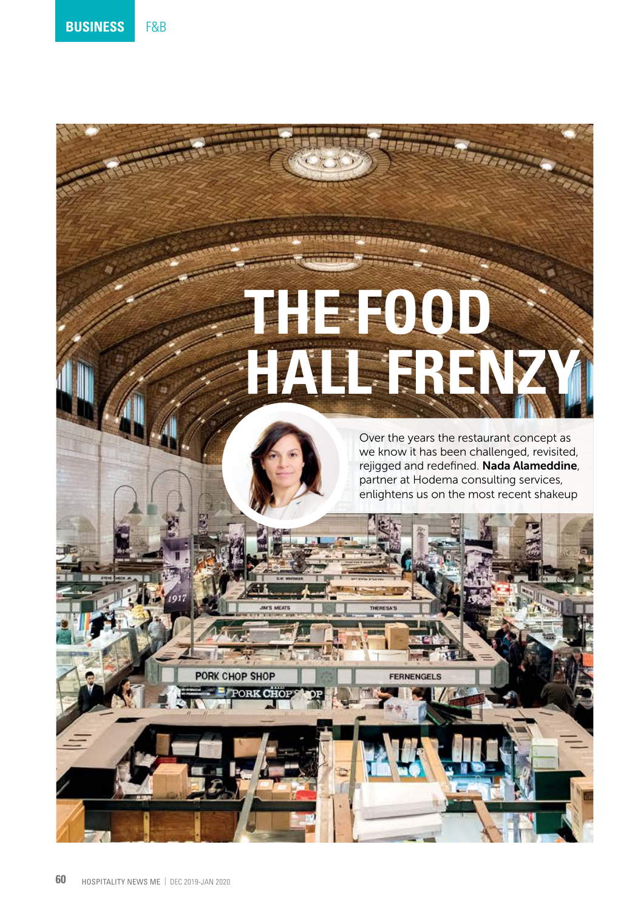BUSINESS F&B

# THE FOOD HALL FRENZY

Over the years the restaurant concept as we know it has been challenged, revisited, rejigged and redefined. **Nada Alameddine**, partner at Hodema consulting services, enlightens us on the most recent shakeup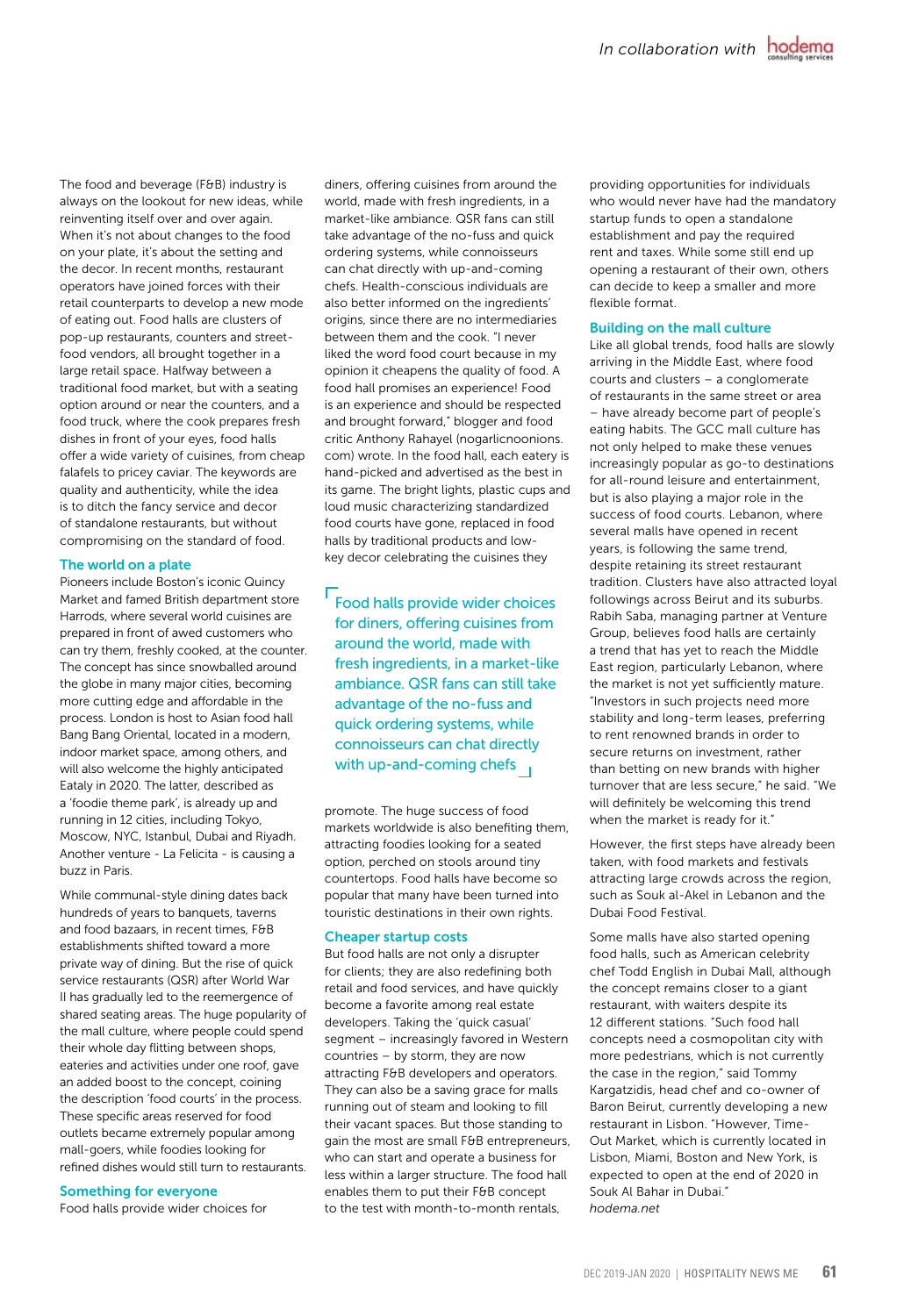The food and beverage (F&B) industry is always on the lookout for new ideas, while reinventing itself over and over again. When it's not about changes to the food on your plate, it's about the setting and the decor. In recent months, restaurant operators have joined forces with their retail counterparts to develop a new mode of eating out. Food halls are clusters of pop-up restaurants, counters and street-food vendors, all brought together in a large retail space. Halfway between a traditional food market, but with a seating option around or near the counters, and a food truck, where the cook prepares fresh dishes in front of your eyes, food halls offer a wide variety of cuisines, from cheap falafels to pricey caviar. The keywords are quality and authenticity, while the idea is to ditch the fancy service and decor of standalone restaurants, but without compromising on the standard of food.

## The world on a plate

Pioneers include Boston's iconic Quincy Market and famed British department store Harrods, where several world cuisines are prepared in front of awed customers who can try them, freshly cooked, at the counter. The concept has since snowballed around the globe in many major cities, becoming more cutting edge and affordable in the process. London is host to Asian food hall Bang Bang Oriental, located in a modern, indoor market space, among others, and will also welcome the highly anticipated Eataly in 2020. The latter, described as a 'foodie theme park', is already up and running in 12 cities, including Tokyo, Moscow, NYC, Istanbul, Dubai and Riyadh. Another venture - La Felicita - is causing a buzz in Paris.

While communal-style dining dates back hundreds of years to banquets, taverns and food bazaars, in recent times, F&B establishments shifted toward a more private way of dining. But the rise of quick service restaurants (QSR) after World War II has gradually led to the reemergence of shared seating areas. The huge popularity of the mall culture, where people could spend their whole day flitting between shops, eateries and activities under one roof, gave an added boost to the concept, coining the description 'food courts' in the process. These specific areas reserved for food outlets became extremely popular among mall-goers, while foodies looking for refined dishes would still turn to restaurants.

## Something for everyone

Food halls provide wider choices for diners, offering cuisines from around the world, made with fresh ingredients, in a market-like ambiance. QSR fans can still take advantage of the no-fuss and quick ordering systems, while connoisseurs can chat directly with up-and-coming chefs. Health-conscious individuals are also better informed on the ingredients' origins, since there are no intermediaries between them and the cook. "I never liked the word food court because in my opinion it cheapens the quality of food. A food hall promises an experience! Food is an experience and should be respected and brought forward," blogger and food critic Anthony Rahayel (nogarlicnoonions.com) wrote. In the food hall, each eatery is hand-picked and advertised as the best in its game. The bright lights, plastic cups and loud music characterizing standardized food courts have gone, replaced in food halls by traditional products and low-key decor celebrating the cuisines they promote. The huge success of food markets worldwide is also benefiting them, attracting foodies looking for a seated option, perched on stools around tiny countertops. Food halls have become so popular that many have been turned into touristic destinations in their own rights.

> Food halls provide wider choices for diners, offering cuisines from around the world, made with fresh ingredients, in a market-like ambiance. QSR fans can still take advantage of the no-fuss and quick ordering systems, while connoisseurs can chat directly with up-and-coming chefs

## Cheaper startup costs

But food halls are not only a disrupter for clients; they are also redefining both retail and food services, and have quickly become a favorite among real estate developers. Taking the 'quick casual' segment – increasingly favored in Western countries – by storm, they are now attracting F&B developers and operators. They can also be a saving grace for malls running out of steam and looking to fill their vacant spaces. But those standing to gain the most are small F&B entrepreneurs, who can start and operate a business for less within a larger structure. The food hall enables them to put their F&B concept to the test with month-to-month rentals, providing opportunities for individuals who would never have had the mandatory startup funds to open a standalone establishment and pay the required rent and taxes. While some still end up opening a restaurant of their own, others can decide to keep a smaller and more flexible format.

## Building on the mall culture

Like all global trends, food halls are slowly arriving in the Middle East, where food courts and clusters – a conglomerate of restaurants in the same street or area – have already become part of people's eating habits. The GCC mall culture has not only helped to make these venues increasingly popular as go-to destinations for all-round leisure and entertainment, but is also playing a major role in the success of food courts. Lebanon, where several malls have opened in recent years, is following the same trend, despite retaining its street restaurant tradition. Clusters have also attracted loyal followings across Beirut and its suburbs. Rabih Saba, managing partner at Venture Group, believes food halls are certainly a trend that has yet to reach the Middle East region, particularly Lebanon, where the market is not yet sufficiently mature. "Investors in such projects need more stability and long-term leases, preferring to rent renowned brands in order to secure returns on investment, rather than betting on new brands with higher turnover that are less secure," he said. "We will definitely be welcoming this trend when the market is ready for it."

However, the first steps have already been taken, with food markets and festivals attracting large crowds across the region, such as Souk al-Akel in Lebanon and the Dubai Food Festival.

Some malls have also started opening food halls, such as American celebrity chef Todd English in Dubai Mall, although the concept remains closer to a giant restaurant, with waiters despite its 12 different stations. "Such food hall concepts need a cosmopolitan city with more pedestrians, which is not currently the case in the region," said Tommy Kargatzidis, head chef and co-owner of Baron Beirut, currently developing a new restaurant in Lisbon. "However, Time-Out Market, which is currently located in Lisbon, Miami, Boston and New York, is expected to open at the end of 2020 in Souk Al Bahar in Dubai."

*hodema.net*